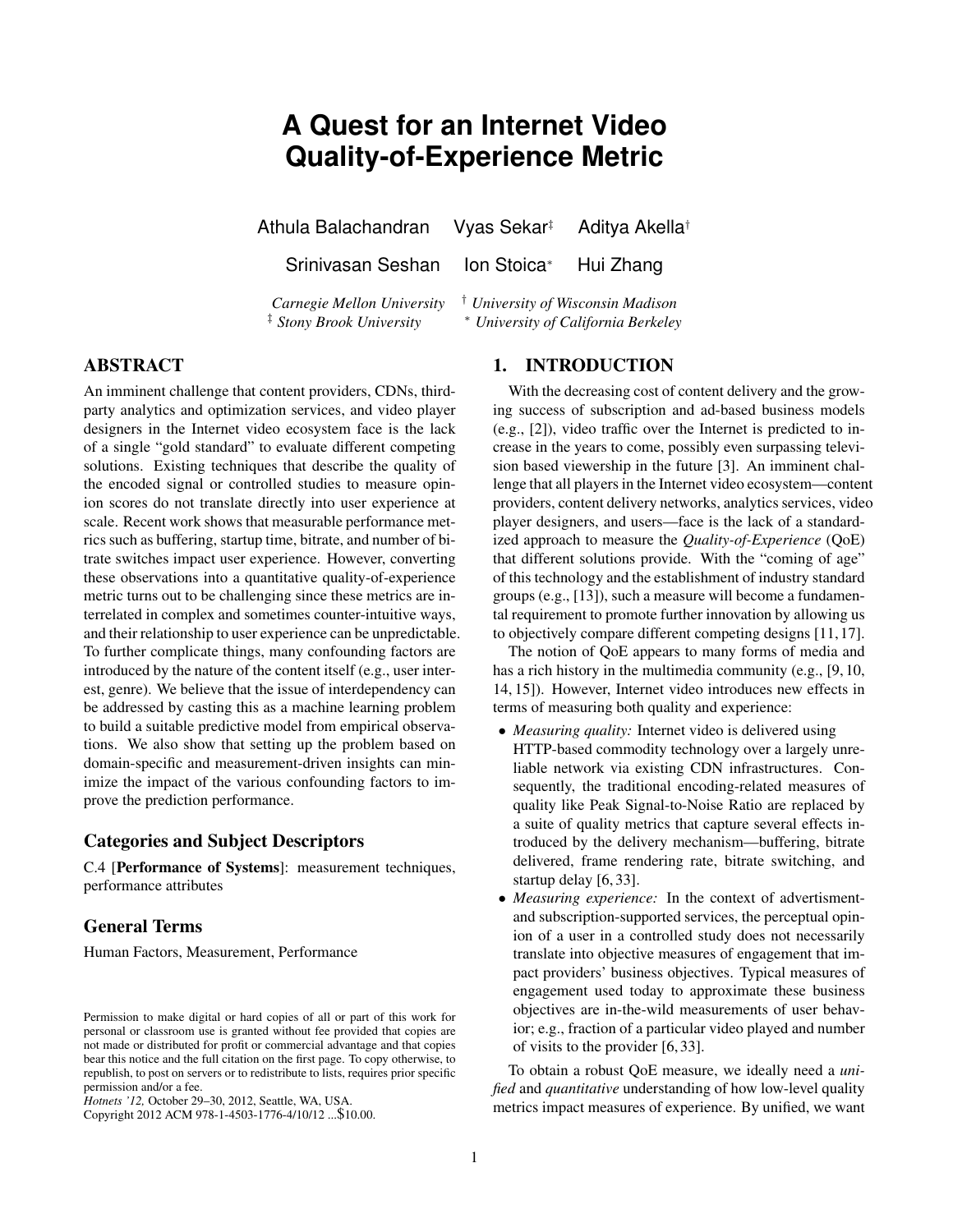# A Quest for an Internet Video Quality-of-Experience Metric

Athula Balachandran   Vyas Sekar[‡]   Aditya Akella[†]

Srinivasan Seshan   Ion Stoica[*]   Hui Zhang

*Carnegie Mellon University*   [†] *University of Wisconsin Madison*
[‡] *Stony Brook University*   [*] *University of California Berkeley*

## ABSTRACT

An imminent challenge that content providers, CDNs, third-party analytics and optimization services, and video player designers in the Internet video ecosystem face is the lack of a single "gold standard" to evaluate different competing solutions. Existing techniques that describe the quality of the encoded signal or controlled studies to measure opinion scores do not translate directly into user experience at scale. Recent work shows that measurable performance metrics such as buffering, startup time, bitrate, and number of bitrate switches impact user experience. However, converting these observations into a quantitative quality-of-experience metric turns out to be challenging since these metrics are interrelated in complex and sometimes counter-intuitive ways, and their relationship to user experience can be unpredictable. To further complicate things, many confounding factors are introduced by the nature of the content itself (e.g., user interest, genre). We believe that the issue of interdependency can be addressed by casting this as a machine learning problem to build a suitable predictive model from empirical observations. We also show that setting up the problem based on domain-specific and measurement-driven insights can minimize the impact of the various confounding factors to improve the prediction performance.

### Categories and Subject Descriptors

C.4 [**Performance of Systems**]: measurement techniques, performance attributes

### General Terms

Human Factors, Measurement, Performance

Permission to make digital or hard copies of all or part of this work for personal or classroom use is granted without fee provided that copies are not made or distributed for profit or commercial advantage and that copies bear this notice and the full citation on the first page. To copy otherwise, to republish, to post on servers or to redistribute to lists, requires prior specific permission and/or a fee.
*Hotnets '12,* October 29–30, 2012, Seattle, WA, USA.
Copyright 2012 ACM 978-1-4503-1776-4/10/12 ...$10.00.

## 1. INTRODUCTION

With the decreasing cost of content delivery and the growing success of subscription and ad-based business models (e.g., [2]), video traffic over the Internet is predicted to increase in the years to come, possibly even surpassing television based viewership in the future [3]. An imminent challenge that all players in the Internet video ecosystem—content providers, content delivery networks, analytics services, video player designers, and users—face is the lack of a standardized approach to measure the *Quality-of-Experience* (QoE) that different solutions provide. With the "coming of age" of this technology and the establishment of industry standard groups (e.g., [13]), such a measure will become a fundamental requirement to promote further innovation by allowing us to objectively compare different competing designs [11, 17].

The notion of QoE appears to many forms of media and has a rich history in the multimedia community (e.g., [9, 10, 14, 15]). However, Internet video introduces new effects in terms of measuring both quality and experience:

- *Measuring quality:* Internet video is delivered using HTTP-based commodity technology over a largely unreliable network via existing CDN infrastructures. Consequently, the traditional encoding-related measures of quality like Peak Signal-to-Noise Ratio are replaced by a suite of quality metrics that capture several effects introduced by the delivery mechanism—buffering, bitrate delivered, frame rendering rate, bitrate switching, and startup delay [6, 33].
- *Measuring experience:* In the context of advertisment- and subscription-supported services, the perceptual opinion of a user in a controlled study does not necessarily translate into objective measures of engagement that impact providers' business objectives. Typical measures of engagement used today to approximate these business objectives are in-the-wild measurements of user behavior; e.g., fraction of a particular video played and number of visits to the provider [6, 33].

To obtain a robust QoE measure, we ideally need a *unified* and *quantitative* understanding of how low-level quality metrics impact measures of experience. By unified, we want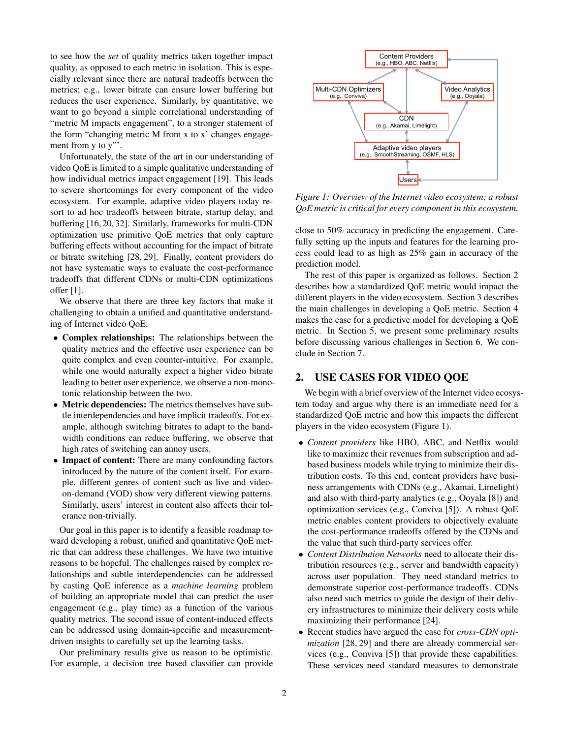to see how the *set* of quality metrics taken together impact quality, as opposed to each metric in isolation. This is especially relevant since there are natural tradeoffs between the metrics; e.g., lower bitrate can ensure lower buffering but reduces the user experience. Similarly, by quantitative, we want to go beyond a simple correlational understanding of "metric M impacts engagement", to a stronger statement of the form "changing metric M from x to x' changes engagement from y to y'".

Unfortunately, the state of the art in our understanding of video QoE is limited to a simple qualitative understanding of how individual metrics impact engagement [19]. This leads to severe shortcomings for every component of the video ecosystem. For example, adaptive video players today resort to ad hoc tradeoffs between bitrate, startup delay, and buffering [16, 20, 32]. Similarly, frameworks for multi-CDN optimization use primitive QoE metrics that only capture buffering effects without accounting for the impact of bitrate or bitrate switching [28, 29]. Finally, content providers do not have systematic ways to evaluate the cost-performance tradeoffs that different CDNs or multi-CDN optimizations offer [1].

We observe that there are three key factors that make it challenging to obtain a unified and quantitative understanding of Internet video QoE:

- **Complex relationships:** The relationships between the quality metrics and the effective user experience can be quite complex and even counter-intuitive. For example, while one would naturally expect a higher video bitrate leading to better user experience, we observe a non-monotonic relationship between the two.
- **Metric dependencies:** The metrics themselves have subtle interdependencies and have implicit tradeoffs. For example, although switching bitrates to adapt to the bandwidth conditions can reduce buffering, we observe that high rates of switching can annoy users.
- **Impact of content:** There are many confounding factors introduced by the nature of the content itself. For example, different genres of content such as live and video-on-demand (VOD) show very different viewing patterns. Similarly, users' interest in content also affects their tolerance non-trivially.

Our goal in this paper is to identify a feasible roadmap toward developing a robust, unified and quantitative QoE metric that can address these challenges. We have two intuitive reasons to be hopeful. The challenges raised by complex relationships and subtle interdependencies can be addressed by casting QoE inference as a *machine learning* problem of building an appropriate model that can predict the user engagement (e.g., play time) as a function of the various quality metrics. The second issue of content-induced effects can be addressed using domain-specific and measurement-driven insights to carefully set up the learning tasks.

Our preliminary results give us reason to be optimistic. For example, a decision tree based classifier can provide close to 50% accuracy in predicting the engagement. Carefully setting up the inputs and features for the learning process could lead to as high as 25% gain in accuracy of the prediction model.

Content Providers (e.g., HBO, ABC, Netflix)
Multi-CDN Optimizers (e.g., Conviva)
Video Analytics (e.g., Ooyala)
CDN (e.g., Akamai, Limelight)
Adaptive video players (e.g., SmoothStreaming, OSMF, HLS)
Users

*Figure 1: Overview of the Internet video ecosystem; a robust QoE metric is critical for every component in this ecosystem.*

The rest of this paper is organized as follows. Section 2 describes how a standardized QoE metric would impact the different players in the video ecosystem. Section 3 describes the main challenges in developing a QoE metric. Section 4 makes the case for a predictive model for developing a QoE metric. In Section 5, we present some preliminary results before discussing various challenges in Section 6. We conclude in Section 7.

## 2. USE CASES FOR VIDEO QOE

We begin with a brief overview of the Internet video ecosystem today and argue why there is an immediate need for a standardized QoE metric and how this impacts the different players in the video ecosystem (Figure 1).

- *Content providers* like HBO, ABC, and Netflix would like to maximize their revenues from subscription and ad-based business models while trying to minimize their distribution costs. To this end, content providers have business arrangements with CDNs (e.g., Akamai, Limelight) and also with third-party analytics (e.g., Ooyala [8]) and optimization services (e.g., Conviva [5]). A robust QoE metric enables content providers to objectively evaluate the cost-performance tradeoffs offered by the CDNs and the value that such third-party services offer.
- *Content Distribution Networks* need to allocate their distribution resources (e.g., server and bandwidth capacity) across user population. They need standard metrics to demonstrate superior cost-performance tradeoffs. CDNs also need such metrics to guide the design of their delivery infrastructures to minimize their delivery costs while maximizing their performance [24].
- Recent studies have argued the case for *cross-CDN optimization* [28, 29] and there are already commercial services (e.g., Conviva [5]) that provide these capabilities. These services need standard measures to demonstrate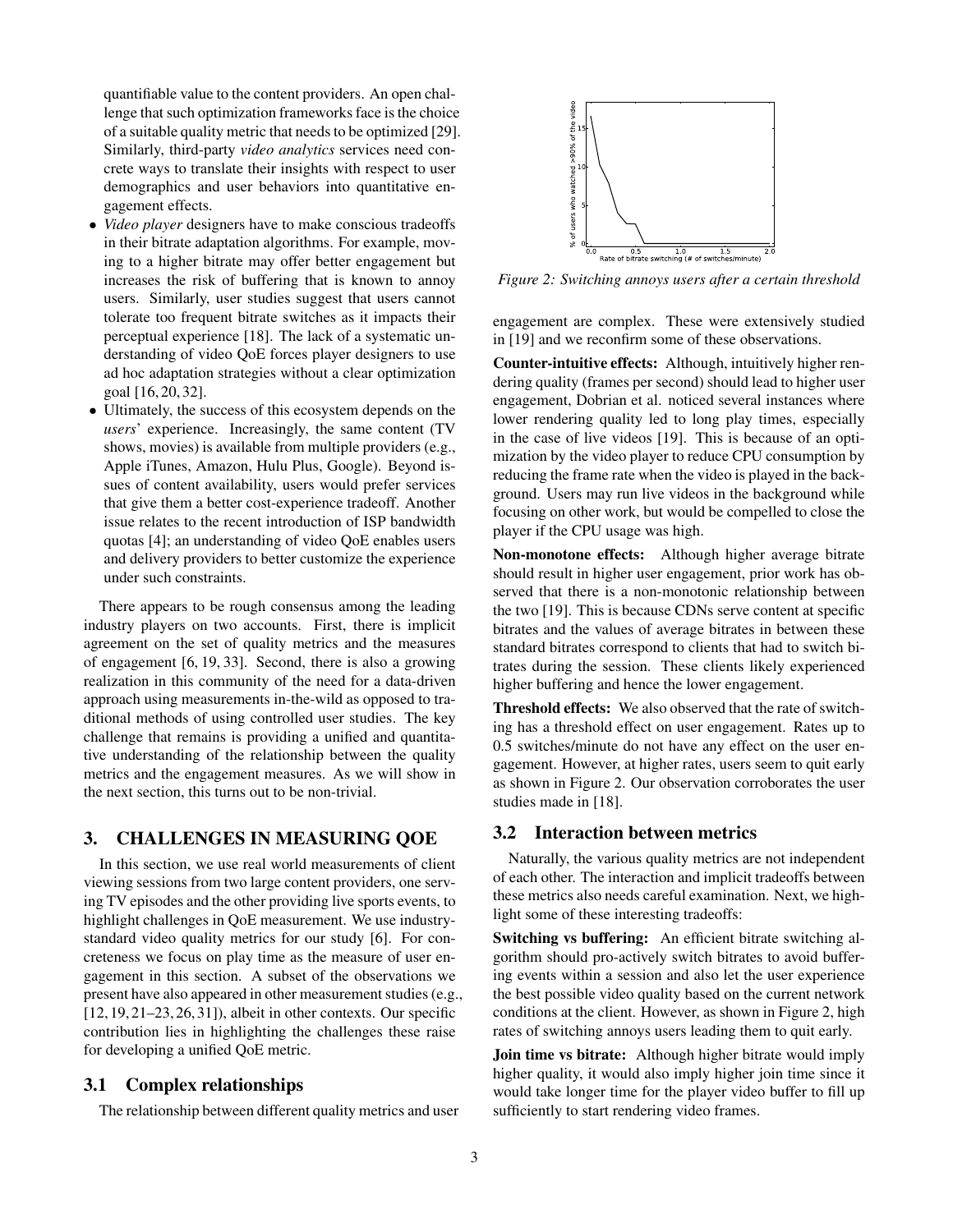quantifiable value to the content providers. An open challenge that such optimization frameworks face is the choice of a suitable quality metric that needs to be optimized [29]. Similarly, third-party *video analytics* services need concrete ways to translate their insights with respect to user demographics and user behaviors into quantitative engagement effects.

- *Video player* designers have to make conscious tradeoffs in their bitrate adaptation algorithms. For example, moving to a higher bitrate may offer better engagement but increases the risk of buffering that is known to annoy users. Similarly, user studies suggest that users cannot tolerate too frequent bitrate switches as it impacts their perceptual experience [18]. The lack of a systematic understanding of video QoE forces player designers to use ad hoc adaptation strategies without a clear optimization goal [16, 20, 32].
- Ultimately, the success of this ecosystem depends on the *users*' experience. Increasingly, the same content (TV shows, movies) is available from multiple providers (e.g., Apple iTunes, Amazon, Hulu Plus, Google). Beyond issues of content availability, users would prefer services that give them a better cost-experience tradeoff. Another issue relates to the recent introduction of ISP bandwidth quotas [4]; an understanding of video QoE enables users and delivery providers to better customize the experience under such constraints.

There appears to be rough consensus among the leading industry players on two accounts. First, there is implicit agreement on the set of quality metrics and the measures of engagement [6, 19, 33]. Second, there is also a growing realization in this community of the need for a data-driven approach using measurements in-the-wild as opposed to traditional methods of using controlled user studies. The key challenge that remains is providing a unified and quantitative understanding of the relationship between the quality metrics and the engagement measures. As we will show in the next section, this turns out to be non-trivial.

## 3. CHALLENGES IN MEASURING QOE

In this section, we use real world measurements of client viewing sessions from two large content providers, one serving TV episodes and the other providing live sports events, to highlight challenges in QoE measurement. We use industry-standard video quality metrics for our study [6]. For concreteness we focus on play time as the measure of user engagement in this section. A subset of the observations we present have also appeared in other measurement studies (e.g., [12, 19, 21–23, 26, 31]), albeit in other contexts. Our specific contribution lies in highlighting the challenges these raise for developing a unified QoE metric.

### 3.1 Complex relationships

The relationship between different quality metrics and user engagement are complex. These were extensively studied in [19] and we reconfirm some of these observations.

*Figure 2: Switching annoys users after a certain threshold*

**Counter-intuitive effects:** Although, intuitively higher rendering quality (frames per second) should lead to higher user engagement, Dobrian et al. noticed several instances where lower rendering quality led to long play times, especially in the case of live videos [19]. This is because of an optimization by the video player to reduce CPU consumption by reducing the frame rate when the video is played in the background. Users may run live videos in the background while focusing on other work, but would be compelled to close the player if the CPU usage was high.

**Non-monotone effects:** Although higher average bitrate should result in higher user engagement, prior work has observed that there is a non-monotonic relationship between the two [19]. This is because CDNs serve content at specific bitrates and the values of average bitrates in between these standard bitrates correspond to clients that had to switch bitrates during the session. These clients likely experienced higher buffering and hence the lower engagement.

**Threshold effects:** We also observed that the rate of switching has a threshold effect on user engagement. Rates up to 0.5 switches/minute do not have any effect on the user engagement. However, at higher rates, users seem to quit early as shown in Figure 2. Our observation corroborates the user studies made in [18].

### 3.2 Interaction between metrics

Naturally, the various quality metrics are not independent of each other. The interaction and implicit tradeoffs between these metrics also needs careful examination. Next, we highlight some of these interesting tradeoffs:

**Switching vs buffering:** An efficient bitrate switching algorithm should pro-actively switch bitrates to avoid buffering events within a session and also let the user experience the best possible video quality based on the current network conditions at the client. However, as shown in Figure 2, high rates of switching annoys users leading them to quit early.

**Join time vs bitrate:** Although higher bitrate would imply higher quality, it would also imply higher join time since it would take longer time for the player video buffer to fill up sufficiently to start rendering video frames.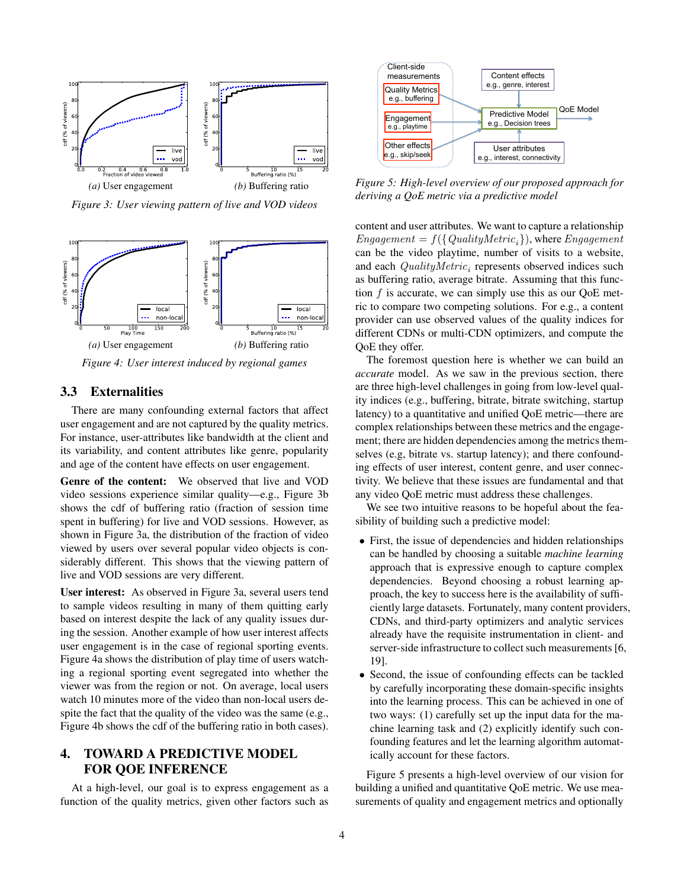100
80
60
40
20
0
0.0 0.2 0.4 0.6 0.8 1.0
Fraction of video viewed
cdf (% of viewers)
live
vod

(a) User engagement

100
80
60
40
20
0
0 5 10 15 20
Buffering ratio (%)
cdf (% of viewers)
live
vod

(b) Buffering ratio

*Figure 3: User viewing pattern of live and VOD videos*

100
80
60
40
20
0
0 50 100 150 200
Play Time
cdf (% of viewers)
local
non-local

(a) User engagement

100
80
60
40
20
0
0 5 10 15 20
Buffering ratio (%)
cdf (% of viewers)
local
non-local

(b) Buffering ratio

*Figure 4: User interest induced by regional games*

## 3.3 Externalities

There are many confounding external factors that affect user engagement and are not captured by the quality metrics. For instance, user-attributes like bandwidth at the client and its variability, and content attributes like genre, popularity and age of the content have effects on user engagement.

**Genre of the content:** We observed that live and VOD video sessions experience similar quality—e.g., Figure 3b shows the cdf of buffering ratio (fraction of session time spent in buffering) for live and VOD sessions. However, as shown in Figure 3a, the distribution of the fraction of video viewed by users over several popular video objects is considerably different. This shows that the viewing pattern of live and VOD sessions are very different.

**User interest:** As observed in Figure 3a, several users tend to sample videos resulting in many of them quitting early based on interest despite the lack of any quality issues during the session. Another example of how user interest affects user engagement is in the case of regional sporting events. Figure 4a shows the distribution of play time of users watching a regional sporting event segregated into whether the viewer was from the region or not. On average, local users watch 10 minutes more of the video than non-local users despite the fact that the quality of the video was the same (e.g., Figure 4b shows the cdf of the buffering ratio in both cases).

# 4. TOWARD A PREDICTIVE MODEL FOR QOE INFERENCE

At a high-level, our goal is to express engagement as a function of the quality metrics, given other factors such as

Client-side measurements
Quality Metrics
e.g., buffering
Engagement
e.g., playtime
Other effects
e.g., skip/seek
Content effects
e.g., genre, interest
Predictive Model
e.g., Decision trees
QoE Model
User attributes
e.g., interest, connectivity

*Figure 5: High-level overview of our proposed approach for deriving a QoE metric via a predictive model*

content and user attributes. We want to capture a relationship $Engagement = f(\{QualityMetric_i\})$, where $Engagement$ can be the video playtime, number of visits to a website, and each $QualityMetric_i$ represents observed indices such as buffering ratio, average bitrate. Assuming that this function $f$ is accurate, we can simply use this as our QoE metric to compare two competing solutions. For e.g., a content provider can use observed values of the quality indices for different CDNs or multi-CDN optimizers, and compute the QoE they offer.

The foremost question here is whether we can build an *accurate* model. As we saw in the previous section, there are three high-level challenges in going from low-level quality indices (e.g., buffering, bitrate, bitrate switching, startup latency) to a quantitative and unified QoE metric—there are complex relationships between these metrics and the engagement; there are hidden dependencies among the metrics themselves (e.g, bitrate vs. startup latency); and there confounding effects of user interest, content genre, and user connectivity. We believe that these issues are fundamental and that any video QoE metric must address these challenges.

We see two intuitive reasons to be hopeful about the feasibility of building such a predictive model:

- First, the issue of dependencies and hidden relationships can be handled by choosing a suitable *machine learning* approach that is expressive enough to capture complex dependencies. Beyond choosing a robust learning approach, the key to success here is the availability of sufficiently large datasets. Fortunately, many content providers, CDNs, and third-party optimizers and analytic services already have the requisite instrumentation in client- and server-side infrastructure to collect such measurements [6, 19].
- Second, the issue of confounding effects can be tackled by carefully incorporating these domain-specific insights into the learning process. This can be achieved in one of two ways: (1) carefully set up the input data for the machine learning task and (2) explicitly identify such confounding features and let the learning algorithm automatically account for these factors.

Figure 5 presents a high-level overview of our vision for building a unified and quantitative QoE metric. We use measurements of quality and engagement metrics and optionally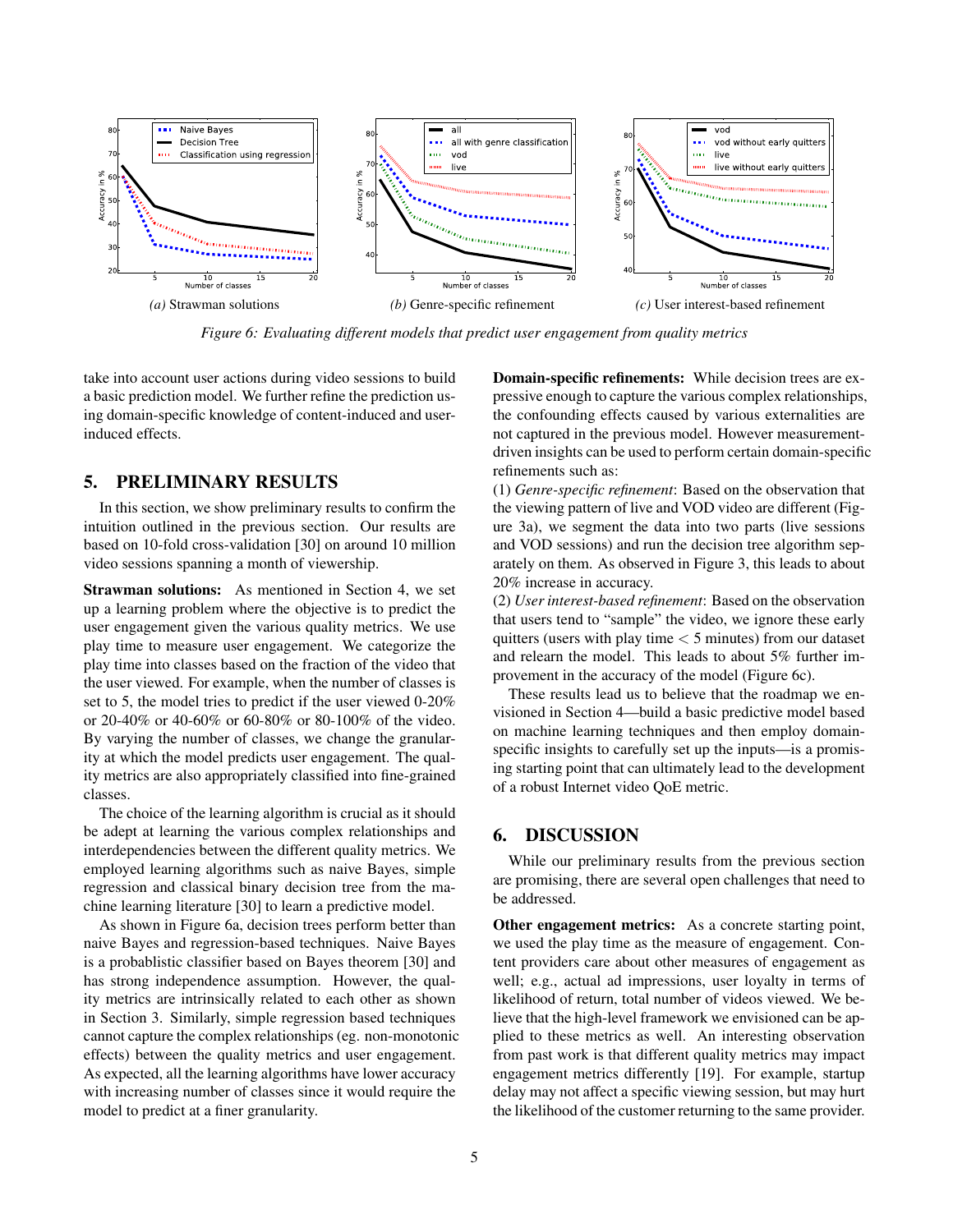*(a)* Strawman solutions

*(b)* Genre-specific refinement

*(c)* User interest-based refinement

*Figure 6: Evaluating different models that predict user engagement from quality metrics*

take into account user actions during video sessions to build a basic prediction model. We further refine the prediction using domain-specific knowledge of content-induced and user-induced effects.

## 5. PRELIMINARY RESULTS

In this section, we show preliminary results to confirm the intuition outlined in the previous section. Our results are based on 10-fold cross-validation [30] on around 10 million video sessions spanning a month of viewership.

**Strawman solutions:** As mentioned in Section 4, we set up a learning problem where the objective is to predict the user engagement given the various quality metrics. We use play time to measure user engagement. We categorize the play time into classes based on the fraction of the video that the user viewed. For example, when the number of classes is set to 5, the model tries to predict if the user viewed 0-20% or 20-40% or 40-60% or 60-80% or 80-100% of the video. By varying the number of classes, we change the granularity at which the model predicts user engagement. The quality metrics are also appropriately classified into fine-grained classes.

The choice of the learning algorithm is crucial as it should be adept at learning the various complex relationships and interdependencies between the different quality metrics. We employed learning algorithms such as naive Bayes, simple regression and classical binary decision tree from the machine learning literature [30] to learn a predictive model.

As shown in Figure 6a, decision trees perform better than naive Bayes and regression-based techniques. Naive Bayes is a probablistic classifier based on Bayes theorem [30] and has strong independence assumption. However, the quality metrics are intrinsically related to each other as shown in Section 3. Similarly, simple regression based techniques cannot capture the complex relationships (eg. non-monotonic effects) between the quality metrics and user engagement. As expected, all the learning algorithms have lower accuracy with increasing number of classes since it would require the model to predict at a finer granularity.

**Domain-specific refinements:** While decision trees are expressive enough to capture the various complex relationships, the confounding effects caused by various externalities are not captured in the previous model. However measurement-driven insights can be used to perform certain domain-specific refinements such as:

(1) *Genre-specific refinement*: Based on the observation that the viewing pattern of live and VOD video are different (Figure 3a), we segment the data into two parts (live sessions and VOD sessions) and run the decision tree algorithm separately on them. As observed in Figure 3, this leads to about 20% increase in accuracy.

(2) *User interest-based refinement*: Based on the observation that users tend to "sample" the video, we ignore these early quitters (users with play time $< 5$ minutes) from our dataset and relearn the model. This leads to about 5% further improvement in the accuracy of the model (Figure 6c).

These results lead us to believe that the roadmap we envisioned in Section 4—build a basic predictive model based on machine learning techniques and then employ domain-specific insights to carefully set up the inputs—is a promising starting point that can ultimately lead to the development of a robust Internet video QoE metric.

## 6. DISCUSSION

While our preliminary results from the previous section are promising, there are several open challenges that need to be addressed.

**Other engagement metrics:** As a concrete starting point, we used the play time as the measure of engagement. Content providers care about other measures of engagement as well; e.g., actual ad impressions, user loyalty in terms of likelihood of return, total number of videos viewed. We believe that the high-level framework we envisioned can be applied to these metrics as well. An interesting observation from past work is that different quality metrics may impact engagement metrics differently [19]. For example, startup delay may not affect a specific viewing session, but may hurt the likelihood of the customer returning to the same provider.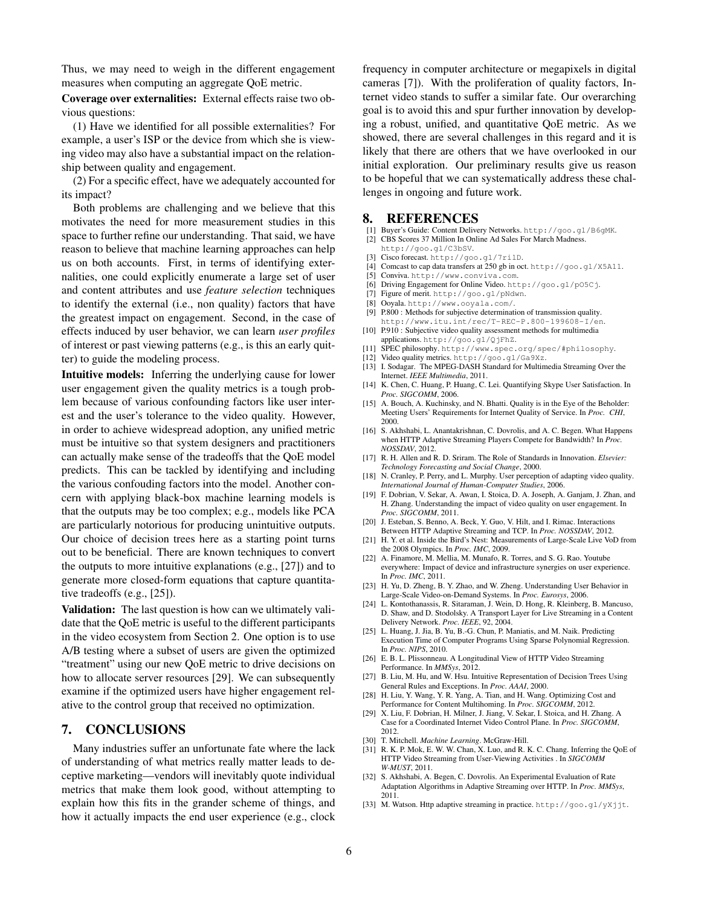Thus, we may need to weigh in the different engagement measures when computing an aggregate QoE metric.

**Coverage over externalities:** External effects raise two obvious questions:

(1) Have we identified for all possible externalities? For example, a user's ISP or the device from which she is viewing video may also have a substantial impact on the relationship between quality and engagement.

(2) For a specific effect, have we adequately accounted for its impact?

Both problems are challenging and we believe that this motivates the need for more measurement studies in this space to further refine our understanding. That said, we have reason to believe that machine learning approaches can help us on both accounts. First, in terms of identifying externalities, one could explicitly enumerate a large set of user and content attributes and use *feature selection* techniques to identify the external (i.e., non quality) factors that have the greatest impact on engagement. Second, in the case of effects induced by user behavior, we can learn *user profiles* of interest or past viewing patterns (e.g., is this an early quitter) to guide the modeling process.

**Intuitive models:** Inferring the underlying cause for lower user engagement given the quality metrics is a tough problem because of various confounding factors like user interest and the user's tolerance to the video quality. However, in order to achieve widespread adoption, any unified metric must be intuitive so that system designers and practitioners can actually make sense of the tradeoffs that the QoE model predicts. This can be tackled by identifying and including the various confouding factors into the model. Another concern with applying black-box machine learning models is that the outputs may be too complex; e.g., models like PCA are particularly notorious for producing unintuitive outputs. Our choice of decision trees here as a starting point turns out to be beneficial. There are known techniques to convert the outputs to more intuitive explanations (e.g., [27]) and to generate more closed-form equations that capture quantitative tradeoffs (e.g., [25]).

**Validation:** The last question is how can we ultimately validate that the QoE metric is useful to the different participants in the video ecosystem from Section 2. One option is to use A/B testing where a subset of users are given the optimized "treatment" using our new QoE metric to drive decisions on how to allocate server resources [29]. We can subsequently examine if the optimized users have higher engagement relative to the control group that received no optimization.

## 7. CONCLUSIONS

Many industries suffer an unfortunate fate where the lack of understanding of what metrics really matter leads to deceptive marketing—vendors will inevitably quote individual metrics that make them look good, without attempting to explain how this fits in the grander scheme of things, and how it actually impacts the end user experience (e.g., clock frequency in computer architecture or megapixels in digital cameras [7]). With the proliferation of quality factors, Internet video stands to suffer a similar fate. Our overarching goal is to avoid this and spur further innovation by developing a robust, unified, and quantitative QoE metric. As we showed, there are several challenges in this regard and it is likely that there are others that we have overlooked in our initial exploration. Our preliminary results give us reason to be hopeful that we can systematically address these challenges in ongoing and future work.

## 8. REFERENCES

[1] Buyer's Guide: Content Delivery Networks. http://goo.gl/B6gMK.
[2] CBS Scores 37 Million In Online Ad Sales For March Madness. http://goo.gl/C3bSV.
[3] Cisco forecast. http://goo.gl/7ri1D.
[4] Comcast to cap data transfers at 250 gb in oct. http://goo.gl/X5A11.
[5] Conviva. http://www.conviva.com.
[6] Driving Engagement for Online Video. http://goo.gl/pO5Cj.
[7] Figure of merit. http://goo.gl/pNdwn.
[8] Ooyala. http://www.ooyala.com/.
[9] P.800 : Methods for subjective determination of transmission quality. http://www.itu.int/rec/T-REC-P.800-199608-I/en.
[10] P.910 : Subjective video quality assessment methods for multimedia applications. http://goo.gl/QjFhZ.
[11] SPEC philosophy. http://www.spec.org/spec/#philosophy.
[12] Video quality metrics. http://goo.gl/Ga9Xz.
[13] I. Sodagar. The MPEG-DASH Standard for Multimedia Streaming Over the Internet. *IEEE Multimedia*, 2011.
[14] K. Chen, C. Huang, P. Huang, C. Lei. Quantifying Skype User Satisfaction. In *Proc. SIGCOMM*, 2006.
[15] A. Bouch, A. Kuchinsky, and N. Bhatti. Quality is in the Eye of the Beholder: Meeting Users' Requirements for Internet Quality of Service. In *Proc. CHI*, 2000.
[16] S. Akhshabi, L. Anantakrishnan, C. Dovrolis, and A. C. Begen. What Happens when HTTP Adaptive Streaming Players Compete for Bandwidth? In *Proc. NOSSDAV*, 2012.
[17] R. H. Allen and R. D. Sriram. The Role of Standards in Innovation. *Elsevier: Technology Forecasting and Social Change*, 2000.
[18] N. Cranley, P. Perry, and L. Murphy. User perception of adapting video quality. *International Journal of Human-Computer Studies*, 2006.
[19] F. Dobrian, V. Sekar, A. Awan, I. Stoica, D. A. Joseph, A. Ganjam, J. Zhan, and H. Zhang. Understanding the impact of video quality on user engagement. In *Proc. SIGCOMM*, 2011.
[20] J. Esteban, S. Benno, A. Beck, Y. Guo, V. Hilt, and I. Rimac. Interactions Between HTTP Adaptive Streaming and TCP. In *Proc. NOSSDAV*, 2012.
[21] H. Y. et al. Inside the Bird's Nest: Measurements of Large-Scale Live VoD from the 2008 Olympics. In *Proc. IMC*, 2009.
[22] A. Finamore, M. Mellia, M. Munafo, R. Torres, and S. G. Rao. Youtube everywhere: Impact of device and infrastructure synergies on user experience. In *Proc. IMC*, 2011.
[23] H. Yu, D. Zheng, B. Y. Zhao, and W. Zheng. Understanding User Behavior in Large-Scale Video-on-Demand Systems. In *Proc. Eurosys*, 2006.
[24] L. Kontothanassis, R. Sitaraman, J. Wein, D. Hong, R. Kleinberg, B. Mancuso, D. Shaw, and D. Stodolsky. A Transport Layer for Live Streaming in a Content Delivery Network. *Proc. IEEE*, 92, 2004.
[25] L. Huang, J. Jia, B. Yu, B.-G. Chun, P. Maniatis, and M. Naik. Predicting Execution Time of Computer Programs Using Sparse Polynomial Regression. In *Proc. NIPS*, 2010.
[26] E. B. L. Plissonneau. A Longitudinal View of HTTP Video Streaming Performance. In *MMSys*, 2012.
[27] B. Liu, M. Hu, and W. Hsu. Intuitive Representation of Decision Trees Using General Rules and Exceptions. In *Proc. AAAI*, 2000.
[28] H. Liu, Y. Wang, Y. R. Yang, A. Tian, and H. Wang. Optimizing Cost and Performance for Content Multihoming. In *Proc. SIGCOMM*, 2012.
[29] X. Liu, F. Dobrian, H. Milner, J. Jiang, V. Sekar, I. Stoica, and H. Zhang. A Case for a Coordinated Internet Video Control Plane. In *Proc. SIGCOMM*, 2012.
[30] T. Mitchell. *Machine Learning*. McGraw-Hill.
[31] R. K. P. Mok, E. W. W. Chan, X. Luo, and R. K. C. Chang. Inferring the QoE of HTTP Video Streaming from User-Viewing Activities . In *SIGCOMM W-MUST*, 2011.
[32] S. Akhshabi, A. Begen, C. Dovrolis. An Experimental Evaluation of Rate Adaptation Algorithms in Adaptive Streaming over HTTP. In *Proc. MMSys*, 2011.
[33] M. Watson. Http adaptive streaming in practice. http://goo.gl/yXjjt.